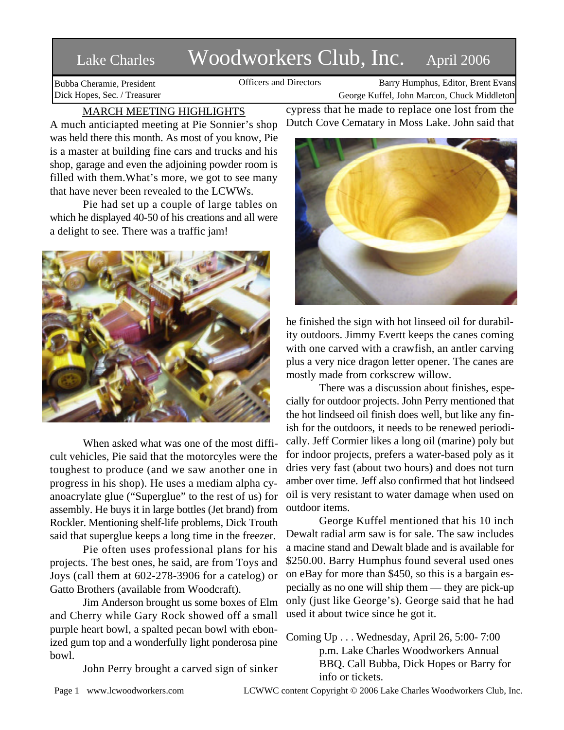# Lake Charles Woodworkers Club, Inc. April 2006

Bubba Cheramie, President
Dick Hopes, Sec. / Treasurer

Officers and Directors

Barry Humphus, Editor, Brent Evans
George Kuffel, John Marcon, Chuck Middleton

## MARCH MEETING HIGHLIGHTS

A much anticiapted meeting at Pie Sonnier's shop was held there this month. As most of you know, Pie is a master at building fine cars and trucks and his shop, garage and even the adjoining powder room is filled with them.What's more, we got to see many that have never been revealed to the LCWWs.

Pie had set up a couple of large tables on which he displayed 40-50 of his creations and all were a delight to see. There was a traffic jam!

When asked what was one of the most difficult vehicles, Pie said that the motorcyles were the toughest to produce (and we saw another one in progress in his shop). He uses a mediam alpha cyanoacrylate glue ("Superglue" to the rest of us) for assembly. He buys it in large bottles (Jet brand) from Rockler. Mentioning shelf-life problems, Dick Trouth said that superglue keeps a long time in the freezer.

Pie often uses professional plans for his projects. The best ones, he said, are from Toys and Joys (call them at 602-278-3906 for a catelog) or Gatto Brothers (available from Woodcraft).

Jim Anderson brought us some boxes of Elm and Cherry while Gary Rock showed off a small purple heart bowl, a spalted pecan bowl with ebonized gum top and a wonderfully light ponderosa pine bowl.

John Perry brought a carved sign of sinker cypress that he made to replace one lost from the Dutch Cove Cematary in Moss Lake. John said that he finished the sign with hot linseed oil for durability outdoors. Jimmy Evertt keeps the canes coming with one carved with a crawfish, an antler carving plus a very nice dragon letter opener. The canes are mostly made from corkscrew willow.

There was a discussion about finishes, especially for outdoor projects. John Perry mentioned that the hot lindseed oil finish does well, but like any finish for the outdoors, it needs to be renewed periodically. Jeff Cormier likes a long oil (marine) poly but for indoor projects, prefers a water-based poly as it dries very fast (about two hours) and does not turn amber over time. Jeff also confirmed that hot lindseed oil is very resistant to water damage when used on outdoor items.

George Kuffel mentioned that his 10 inch Dewalt radial arm saw is for sale. The saw includes a macine stand and Dewalt blade and is available for $250.00. Barry Humphus found several used ones on eBay for more than $450, so this is a bargain especially as no one will ship them — they are pick-up only (just like George's). George said that he had used it about twice since he got it.

Coming Up . . . Wednesday, April 26, 5:00- 7:00 p.m. Lake Charles Woodworkers Annual BBQ. Call Bubba, Dick Hopes or Barry for info or tickets.

www.lcwoodworkers.com LCWWC content Copyright © 2006 Lake Charles Woodworkers Club, Inc.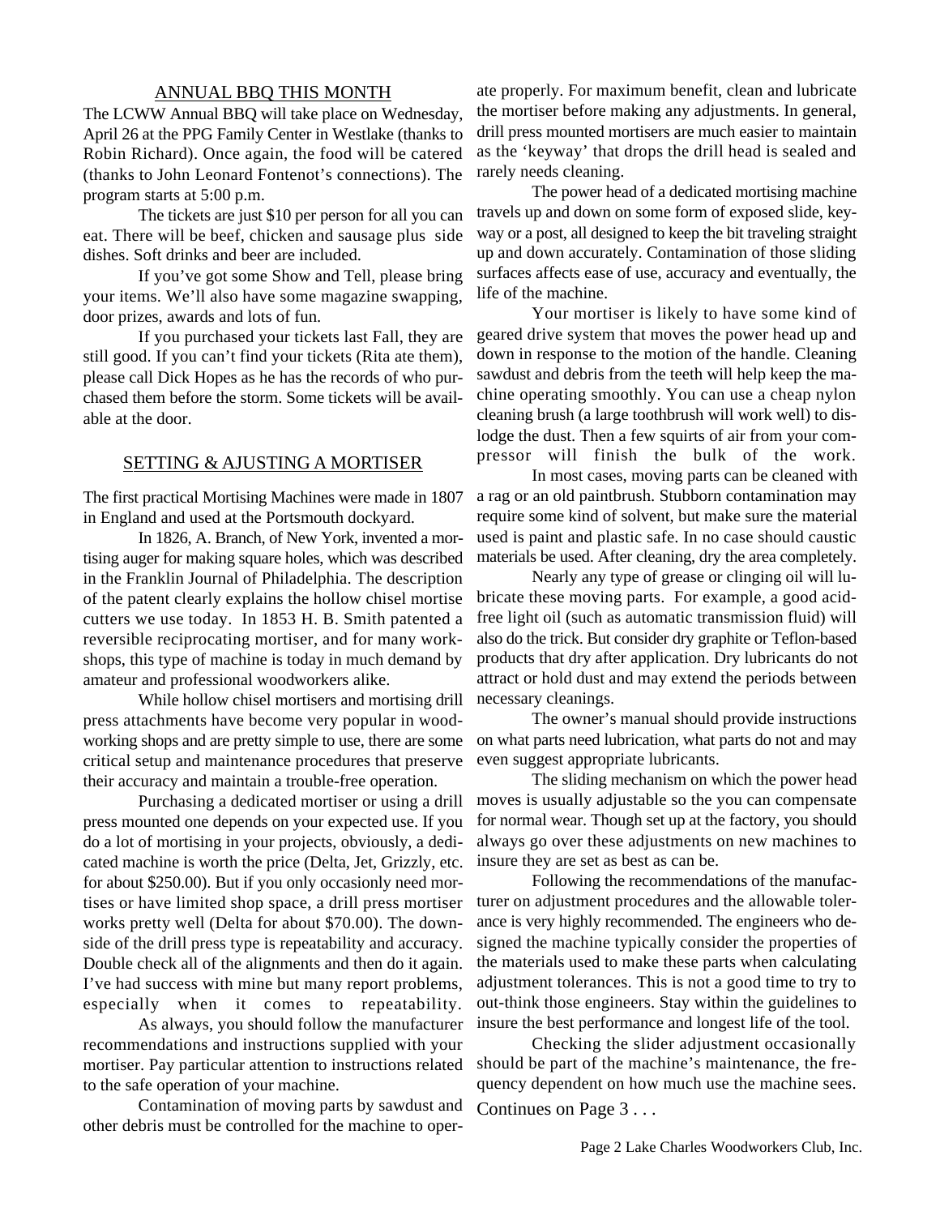## ANNUAL BBQ THIS MONTH

The LCWW Annual BBQ will take place on Wednesday, April 26 at the PPG Family Center in Westlake (thanks to Robin Richard). Once again, the food will be catered (thanks to John Leonard Fontenot's connections). The program starts at 5:00 p.m.

The tickets are just $10 per person for all you can eat. There will be beef, chicken and sausage plus side dishes. Soft drinks and beer are included.

If you've got some Show and Tell, please bring your items. We'll also have some magazine swapping, door prizes, awards and lots of fun.

If you purchased your tickets last Fall, they are still good. If you can't find your tickets (Rita ate them), please call Dick Hopes as he has the records of who purchased them before the storm. Some tickets will be available at the door.

## SETTING & AJUSTING A MORTISER

The first practical Mortising Machines were made in 1807 in England and used at the Portsmouth dockyard.

In 1826, A. Branch, of New York, invented a mortising auger for making square holes, which was described in the Franklin Journal of Philadelphia. The description of the patent clearly explains the hollow chisel mortise cutters we use today. In 1853 H. B. Smith patented a reversible reciprocating mortiser, and for many workshops, this type of machine is today in much demand by amateur and professional woodworkers alike.

While hollow chisel mortisers and mortising drill press attachments have become very popular in woodworking shops and are pretty simple to use, there are some critical setup and maintenance procedures that preserve their accuracy and maintain a trouble-free operation.

Purchasing a dedicated mortiser or using a drill press mounted one depends on your expected use. If you do a lot of mortising in your projects, obviously, a dedicated machine is worth the price (Delta, Jet, Grizzly, etc. for about $250.00). But if you only occasionly need mortises or have limited shop space, a drill press mortiser works pretty well (Delta for about $70.00). The downside of the drill press type is repeatability and accuracy. Double check all of the alignments and then do it again. I've had success with mine but many report problems, especially when it comes to repeatability.

As always, you should follow the manufacturer recommendations and instructions supplied with your mortiser. Pay particular attention to instructions related to the safe operation of your machine.

Contamination of moving parts by sawdust and other debris must be controlled for the machine to operate properly. For maximum benefit, clean and lubricate the mortiser before making any adjustments. In general, drill press mounted mortisers are much easier to maintain as the 'keyway' that drops the drill head is sealed and rarely needs cleaning.

The power head of a dedicated mortising machine travels up and down on some form of exposed slide, keyway or a post, all designed to keep the bit traveling straight up and down accurately. Contamination of those sliding surfaces affects ease of use, accuracy and eventually, the life of the machine.

Your mortiser is likely to have some kind of geared drive system that moves the power head up and down in response to the motion of the handle. Cleaning sawdust and debris from the teeth will help keep the machine operating smoothly. You can use a cheap nylon cleaning brush (a large toothbrush will work well) to dislodge the dust. Then a few squirts of air from your compressor will finish the bulk of the work.

In most cases, moving parts can be cleaned with a rag or an old paintbrush. Stubborn contamination may require some kind of solvent, but make sure the material used is paint and plastic safe. In no case should caustic materials be used. After cleaning, dry the area completely.

Nearly any type of grease or clinging oil will lubricate these moving parts. For example, a good acid-free light oil (such as automatic transmission fluid) will also do the trick. But consider dry graphite or Teflon-based products that dry after application. Dry lubricants do not attract or hold dust and may extend the periods between necessary cleanings.

The owner's manual should provide instructions on what parts need lubrication, what parts do not and may even suggest appropriate lubricants.

The sliding mechanism on which the power head moves is usually adjustable so the you can compensate for normal wear. Though set up at the factory, you should always go over these adjustments on new machines to insure they are set as best as can be.

Following the recommendations of the manufacturer on adjustment procedures and the allowable tolerance is very highly recommended. The engineers who designed the machine typically consider the properties of the materials used to make these parts when calculating adjustment tolerances. This is not a good time to try to out-think those engineers. Stay within the guidelines to insure the best performance and longest life of the tool.

Checking the slider adjustment occasionally should be part of the machine's maintenance, the frequency dependent on how much use the machine sees.

Continues on Page 3 . . .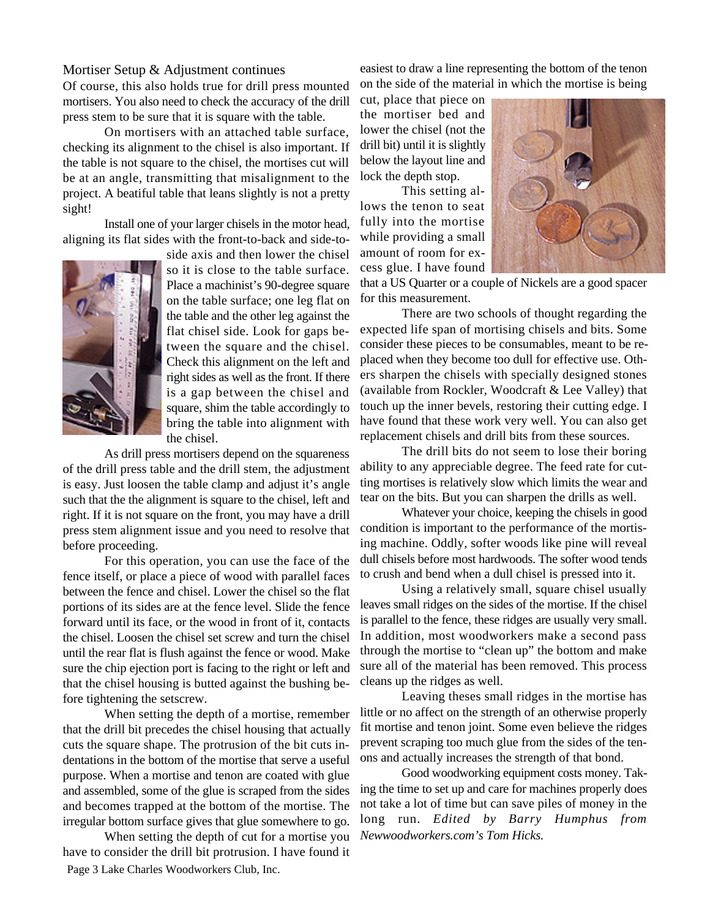## Mortiser Setup & Adjustment continues

Of course, this also holds true for drill press mounted mortisers. You also need to check the accuracy of the drill press stem to be sure that it is square with the table.

On mortisers with an attached table surface, checking its alignment to the chisel is also important. If the table is not square to the chisel, the mortises cut will be at an angle, transmitting that misalignment to the project. A beatiful table that leans slightly is not a pretty sight!

Install one of your larger chisels in the motor head, aligning its flat sides with the front-to-back and side-to-side axis and then lower the chisel so it is close to the table surface. Place a machinist's 90-degree square on the table surface; one leg flat on the table and the other leg against the flat chisel side. Look for gaps between the square and the chisel. Check this alignment on the left and right sides as well as the front. If there is a gap between the chisel and square, shim the table accordingly to bring the table into alignment with the chisel.

As drill press mortisers depend on the squareness of the drill press table and the drill stem, the adjustment is easy. Just loosen the table clamp and adjust it's angle such that the the alignment is square to the chisel, left and right. If it is not square on the front, you may have a drill press stem alignment issue and you need to resolve that before proceeding.

For this operation, you can use the face of the fence itself, or place a piece of wood with parallel faces between the fence and chisel. Lower the chisel so the flat portions of its sides are at the fence level. Slide the fence forward until its face, or the wood in front of it, contacts the chisel. Loosen the chisel set screw and turn the chisel until the rear flat is flush against the fence or wood. Make sure the chip ejection port is facing to the right or left and that the chisel housing is butted against the bushing before tightening the setscrew.

When setting the depth of a mortise, remember that the drill bit precedes the chisel housing that actually cuts the square shape. The protrusion of the bit cuts indentations in the bottom of the mortise that serve a useful purpose. When a mortise and tenon are coated with glue and assembled, some of the glue is scraped from the sides and becomes trapped at the bottom of the mortise. The irregular bottom surface gives that glue somewhere to go.

When setting the depth of cut for a mortise you have to consider the drill bit protrusion. I have found it easiest to draw a line representing the bottom of the tenon on the side of the material in which the mortise is being cut, place that piece on the mortiser bed and lower the chisel (not the drill bit) until it is slightly below the layout line and lock the depth stop.

This setting allows the tenon to seat fully into the mortise while providing a small amount of room for excess glue. I have found that a US Quarter or a couple of Nickels are a good spacer for this measurement.

There are two schools of thought regarding the expected life span of mortising chisels and bits. Some consider these pieces to be consumables, meant to be replaced when they become too dull for effective use. Others sharpen the chisels with specially designed stones (available from Rockler, Woodcraft & Lee Valley) that touch up the inner bevels, restoring their cutting edge. I have found that these work very well. You can also get replacement chisels and drill bits from these sources.

The drill bits do not seem to lose their boring ability to any appreciable degree. The feed rate for cutting mortises is relatively slow which limits the wear and tear on the bits. But you can sharpen the drills as well.

Whatever your choice, keeping the chisels in good condition is important to the performance of the mortising machine. Oddly, softer woods like pine will reveal dull chisels before most hardwoods. The softer wood tends to crush and bend when a dull chisel is pressed into it.

Using a relatively small, square chisel usually leaves small ridges on the sides of the mortise. If the chisel is parallel to the fence, these ridges are usually very small. In addition, most woodworkers make a second pass through the mortise to "clean up" the bottom and make sure all of the material has been removed. This process cleans up the ridges as well.

Leaving theses small ridges in the mortise has little or no affect on the strength of an otherwise properly fit mortise and tenon joint. Some even believe the ridges prevent scraping too much glue from the sides of the tenons and actually increases the strength of that bond.

Good woodworking equipment costs money. Taking the time to set up and care for machines properly does not take a lot of time but can save piles of money in the long run. *Edited by Barry Humphus from Newwoodworkers.com's Tom Hicks.*